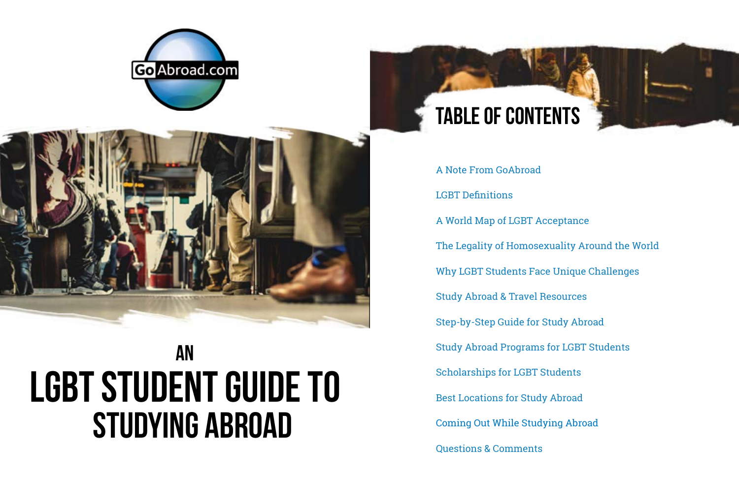GoAbroad.com

# AN LGBT STUDENT GUIDE TO STUDYING ABROAD

## TABLE OF CONTENTS

- A Note From GoAbroad
- LGBT Definitions
- A World Map of LGBT Acceptance
- The Legality of Homosexuality Around the World
- Why LGBT Students Face Unique Challenges
- Study Abroad & Travel Resources
- Step-by-Step Guide for Study Abroad
- Study Abroad Programs for LGBT Students
- Scholarships for LGBT Students
- Best Locations for Study Abroad
- Coming Out While Studying Abroad
- Questions & Comments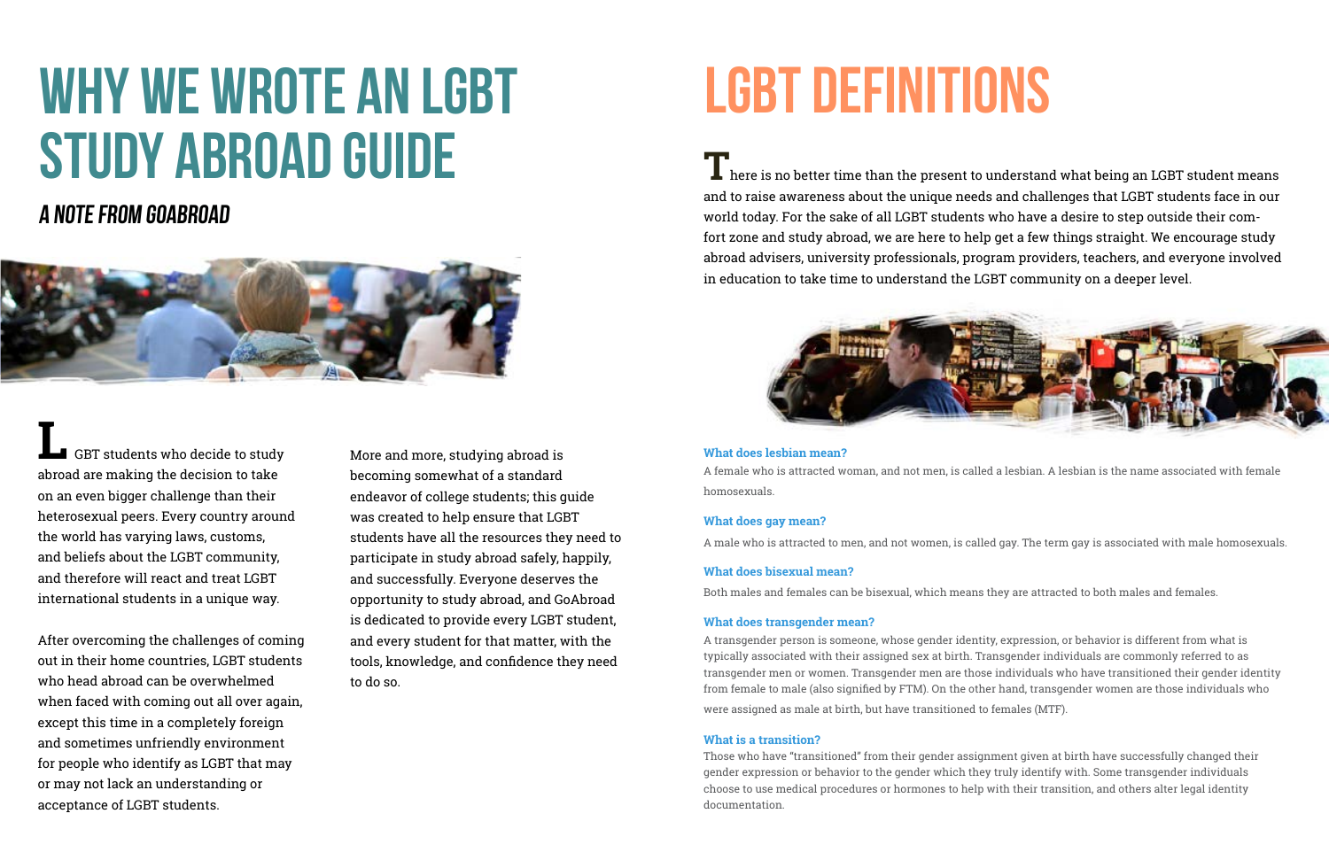# WHY WE WROTE AN LGBT STUDY ABROAD GUIDE

## *A NOTE FROM GOABROAD*

LGBT students who decide to study abroad are making the decision to take on an even bigger challenge than their heterosexual peers. Every country around the world has varying laws, customs, and beliefs about the LGBT community, and therefore will react and treat LGBT international students in a unique way.

After overcoming the challenges of coming out in their home countries, LGBT students who head abroad can be overwhelmed when faced with coming out all over again, except this time in a completely foreign and sometimes unfriendly environment for people who identify as LGBT that may or may not lack an understanding or acceptance of LGBT students.

More and more, studying abroad is becoming somewhat of a standard endeavor of college students; this guide was created to help ensure that LGBT students have all the resources they need to participate in study abroad safely, happily, and successfully. Everyone deserves the opportunity to study abroad, and GoAbroad is dedicated to provide every LGBT student, and every student for that matter, with the tools, knowledge, and confidence they need to do so.

# LGBT DEFINITIONS

There is no better time than the present to understand what being an LGBT student means and to raise awareness about the unique needs and challenges that LGBT students face in our world today. For the sake of all LGBT students who have a desire to step outside their comfort zone and study abroad, we are here to help get a few things straight. We encourage study abroad advisers, university professionals, program providers, teachers, and everyone involved in education to take time to understand the LGBT community on a deeper level.

**What does lesbian mean?**

A female who is attracted woman, and not men, is called a lesbian. A lesbian is the name associated with female homosexuals.

**What does gay mean?**

A male who is attracted to men, and not women, is called gay. The term gay is associated with male homosexuals.

**What does bisexual mean?**

Both males and females can be bisexual, which means they are attracted to both males and females.

**What does transgender mean?**

A transgender person is someone, whose gender identity, expression, or behavior is different from what is typically associated with their assigned sex at birth. Transgender individuals are commonly referred to as transgender men or women. Transgender men are those individuals who have transitioned their gender identity from female to male (also signified by FTM). On the other hand, transgender women are those individuals who were assigned as male at birth, but have transitioned to females (MTF).

**What is a transition?**

Those who have "transitioned" from their gender assignment given at birth have successfully changed their gender expression or behavior to the gender which they truly identify with. Some transgender individuals choose to use medical procedures or hormones to help with their transition, and others alter legal identity documentation.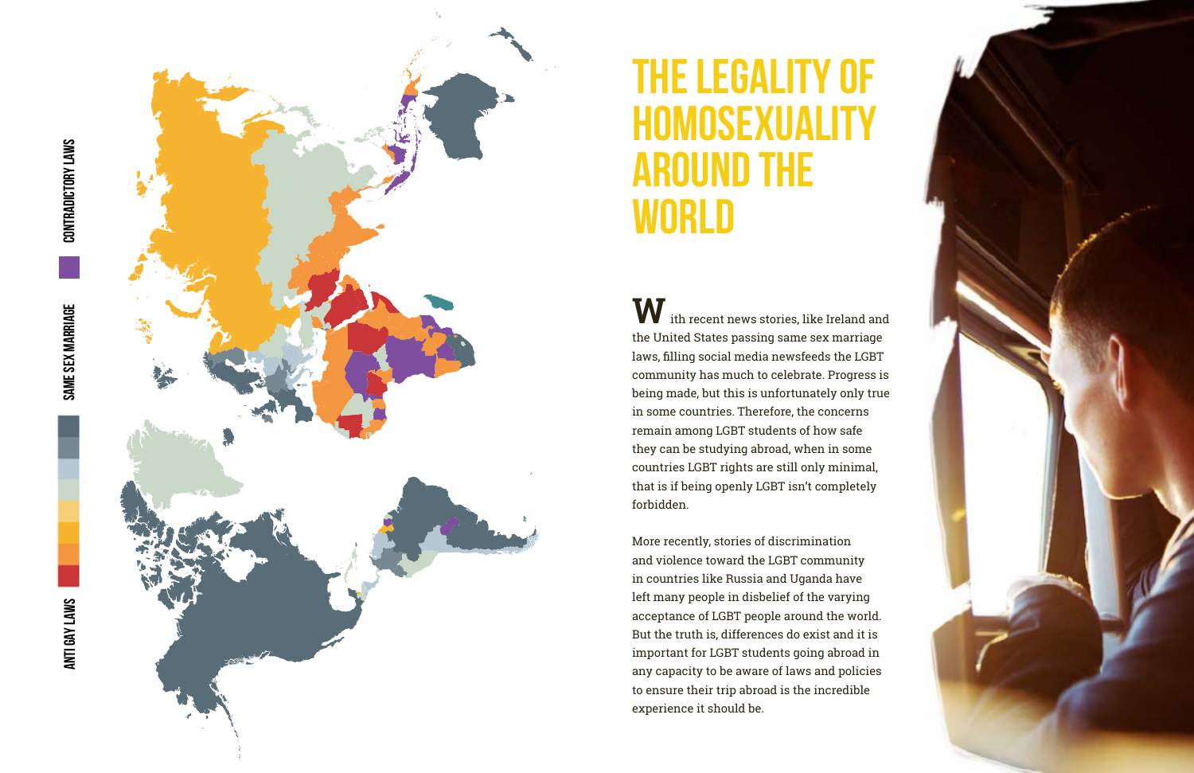# THE LEGALITY OF HOMOSEXUALITY AROUND THE WORLD

With recent news stories, like Ireland and the United States passing same sex marriage laws, filling social media newsfeeds the LGBT community has much to celebrate. Progress is being made, but this is unfortunately only true in some countries. Therefore, the concerns remain among LGBT students of how safe they can be studying abroad, when in some countries LGBT rights are still only minimal, that is if being openly LGBT isn't completely forbidden.

More recently, stories of discrimination and violence toward the LGBT community in countries like Russia and Uganda have left many people in disbelief of the varying acceptance of LGBT people around the world. But the truth is, differences do exist and it is important for LGBT students going abroad in any capacity to be aware of laws and policies to ensure their trip abroad is the incredible experience it should be.

ANTI GAY LAWS

SAME SEX MARRIAGE

CONTRADICTORY LAWS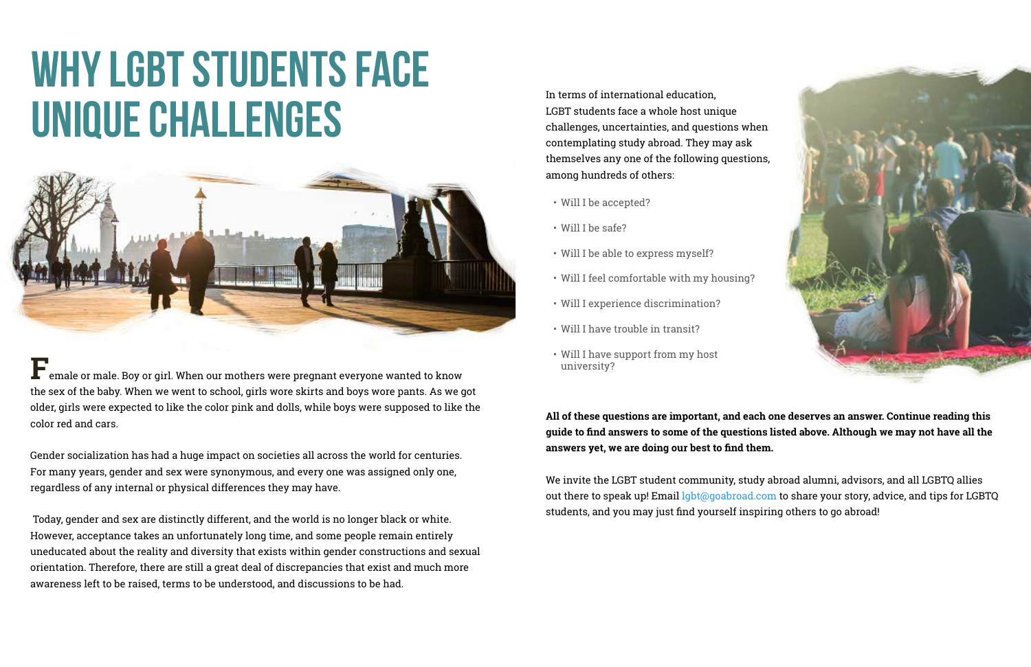# WHY LGBT STUDENTS FACE UNIQUE CHALLENGES

Female or male. Boy or girl. When our mothers were pregnant everyone wanted to know the sex of the baby. When we went to school, girls wore skirts and boys wore pants. As we got older, girls were expected to like the color pink and dolls, while boys were supposed to like the color red and cars.

Gender socialization has had a huge impact on societies all across the world for centuries. For many years, gender and sex were synonymous, and every one was assigned only one, regardless of any internal or physical differences they may have.

Today, gender and sex are distinctly different, and the world is no longer black or white. However, acceptance takes an unfortunately long time, and some people remain entirely uneducated about the reality and diversity that exists within gender constructions and sexual orientation. Therefore, there are still a great deal of discrepancies that exist and much more awareness left to be raised, terms to be understood, and discussions to be had.

In terms of international education, LGBT students face a whole host unique challenges, uncertainties, and questions when contemplating study abroad. They may ask themselves any one of the following questions, among hundreds of others:

- Will I be accepted?
- Will I be safe?
- Will I be able to express myself?
- Will I feel comfortable with my housing?
- Will I experience discrimination?
- Will I have trouble in transit?
- Will I have support from my host university?

**All of these questions are important, and each one deserves an answer. Continue reading this guide to find answers to some of the questions listed above. Although we may not have all the answers yet, we are doing our best to find them.**

We invite the LGBT student community, study abroad alumni, advisors, and all LGBTQ allies out there to speak up! Email lgbt@goabroad.com to share your story, advice, and tips for LGBTQ students, and you may just find yourself inspiring others to go abroad!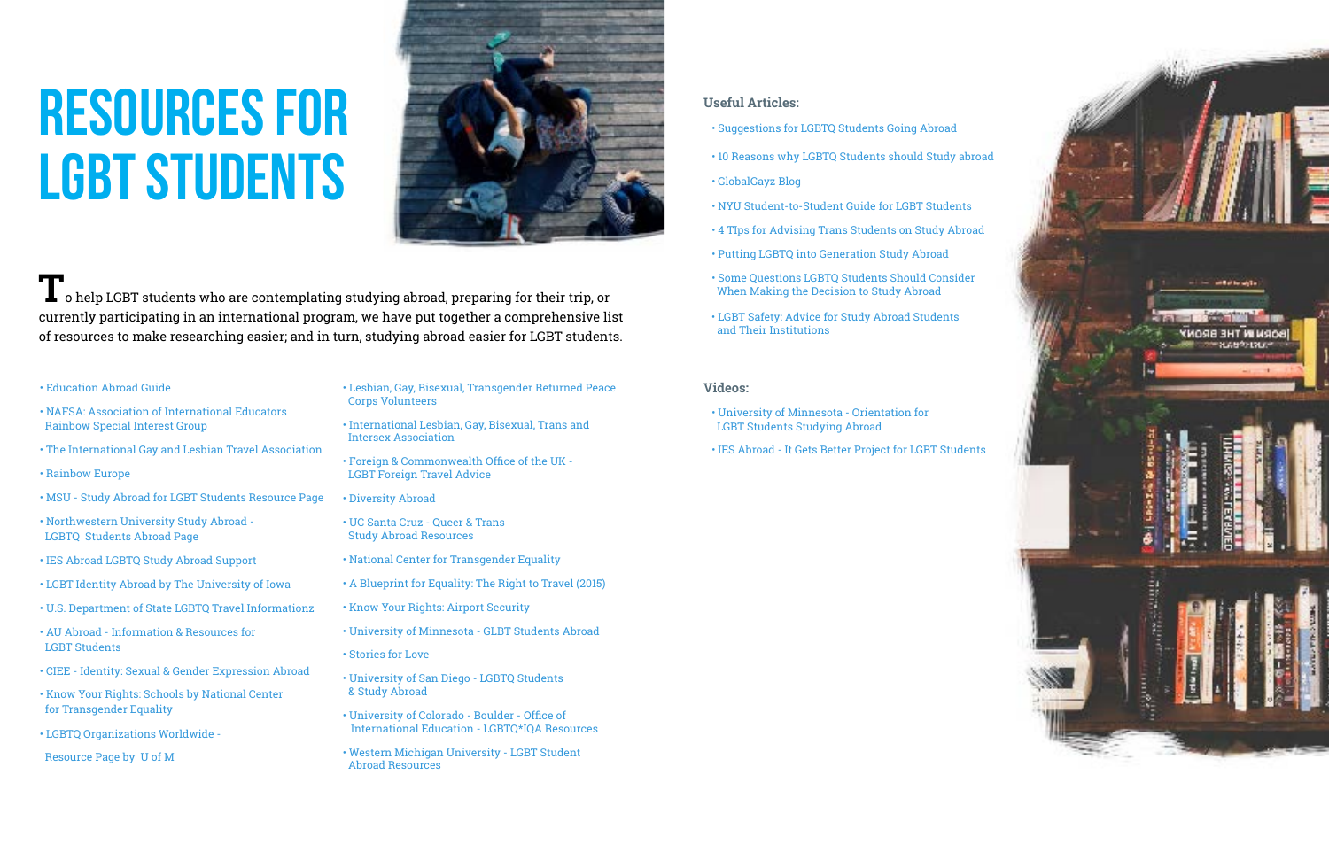# RESOURCES FOR LGBT STUDENTS

To help LGBT students who are contemplating studying abroad, preparing for their trip, or currently participating in an international program, we have put together a comprehensive list of resources to make researching easier; and in turn, studying abroad easier for LGBT students.

- Education Abroad Guide
- NAFSA: Association of International Educators Rainbow Special Interest Group
- The International Gay and Lesbian Travel Association
- Rainbow Europe
- MSU - Study Abroad for LGBT Students Resource Page
- Northwestern University Study Abroad - LGBTQ Students Abroad Page
- IES Abroad LGBTQ Study Abroad Support
- LGBT Identity Abroad by The University of Iowa
- U.S. Department of State LGBTQ Travel Informationz
- AU Abroad - Information & Resources for LGBT Students
- CIEE - Identity: Sexual & Gender Expression Abroad
- Know Your Rights: Schools by National Center for Transgender Equality
- LGBTQ Organizations Worldwide - Resource Page by U of M
- Lesbian, Gay, Bisexual, Transgender Returned Peace Corps Volunteers
- International Lesbian, Gay, Bisexual, Trans and Intersex Association
- Foreign & Commonwealth Office of the UK - LGBT Foreign Travel Advice
- Diversity Abroad
- UC Santa Cruz - Queer & Trans Study Abroad Resources
- National Center for Transgender Equality
- A Blueprint for Equality: The Right to Travel (2015)
- Know Your Rights: Airport Security
- University of Minnesota - GLBT Students Abroad
- Stories for Love
- University of San Diego - LGBTQ Students & Study Abroad
- University of Colorado - Boulder - Office of International Education - LGBTQ*IQA Resources
- Western Michigan University - LGBT Student Abroad Resources

### Useful Articles:

- Suggestions for LGBTQ Students Going Abroad
- 10 Reasons why LGBTQ Students should Study abroad
- GlobalGayz Blog
- NYU Student-to-Student Guide for LGBT Students
- 4 TIps for Advising Trans Students on Study Abroad
- Putting LGBTQ into Generation Study Abroad
- Some Questions LGBTQ Students Should Consider When Making the Decision to Study Abroad
- LGBT Safety: Advice for Study Abroad Students and Their Institutions

### Videos:

- University of Minnesota - Orientation for LGBT Students Studying Abroad
- IES Abroad - It Gets Better Project for LGBT Students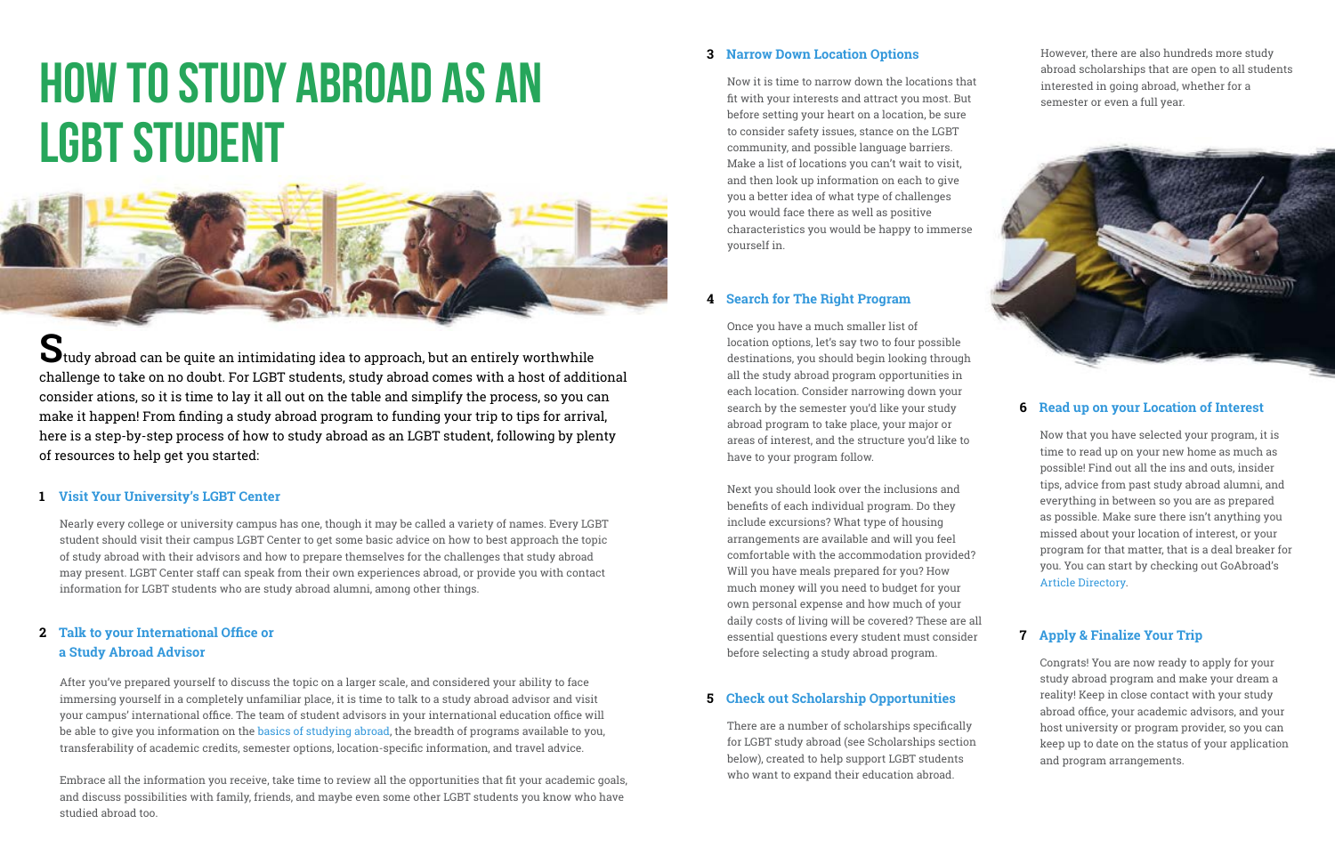# HOW TO STUDY ABROAD AS AN LGBT STUDENT

Study abroad can be quite an intimidating idea to approach, but an entirely worthwhile challenge to take on no doubt. For LGBT students, study abroad comes with a host of additional consider ations, so it is time to lay it all out on the table and simplify the process, so you can make it happen! From finding a study abroad program to funding your trip to tips for arrival, here is a step-by-step process of how to study abroad as an LGBT student, following by plenty of resources to help get you started:

### 1 Visit Your University's LGBT Center

Nearly every college or university campus has one, though it may be called a variety of names. Every LGBT student should visit their campus LGBT Center to get some basic advice on how to best approach the topic of study abroad with their advisors and how to prepare themselves for the challenges that study abroad may present. LGBT Center staff can speak from their own experiences abroad, or provide you with contact information for LGBT students who are study abroad alumni, among other things.

### 2 Talk to your International Office or a Study Abroad Advisor

After you've prepared yourself to discuss the topic on a larger scale, and considered your ability to face immersing yourself in a completely unfamiliar place, it is time to talk to a study abroad advisor and visit your campus' international office. The team of student advisors in your international education office will be able to give you information on the basics of studying abroad, the breadth of programs available to you, transferability of academic credits, semester options, location-specific information, and travel advice.

Embrace all the information you receive, take time to review all the opportunities that fit your academic goals, and discuss possibilities with family, friends, and maybe even some other LGBT students you know who have studied abroad too.

### 3 Narrow Down Location Options

Now it is time to narrow down the locations that fit with your interests and attract you most. But before setting your heart on a location, be sure to consider safety issues, stance on the LGBT community, and possible language barriers. Make a list of locations you can't wait to visit, and then look up information on each to give you a better idea of what type of challenges you would face there as well as positive characteristics you would be happy to immerse yourself in.

### 4 Search for The Right Program

Once you have a much smaller list of location options, let's say two to four possible destinations, you should begin looking through all the study abroad program opportunities in each location. Consider narrowing down your search by the semester you'd like your study abroad program to take place, your major or areas of interest, and the structure you'd like to have to your program follow.

Next you should look over the inclusions and benefits of each individual program. Do they include excursions? What type of housing arrangements are available and will you feel comfortable with the accommodation provided? Will you have meals prepared for you? How much money will you need to budget for your own personal expense and how much of your daily costs of living will be covered? These are all essential questions every student must consider before selecting a study abroad program.

### 5 Check out Scholarship Opportunities

There are a number of scholarships specifically for LGBT study abroad (see Scholarships section below), created to help support LGBT students who want to expand their education abroad.

However, there are also hundreds more study abroad scholarships that are open to all students interested in going abroad, whether for a semester or even a full year.

### 6 Read up on your Location of Interest

Now that you have selected your program, it is time to read up on your new home as much as possible! Find out all the ins and outs, insider tips, advice from past study abroad alumni, and everything in between so you are as prepared as possible. Make sure there isn't anything you missed about your location of interest, or your program for that matter, that is a deal breaker for you. You can start by checking out GoAbroad's Article Directory.

### 7 Apply & Finalize Your Trip

Congrats! You are now ready to apply for your study abroad program and make your dream a reality! Keep in close contact with your study abroad office, your academic advisors, and your host university or program provider, so you can keep up to date on the status of your application and program arrangements.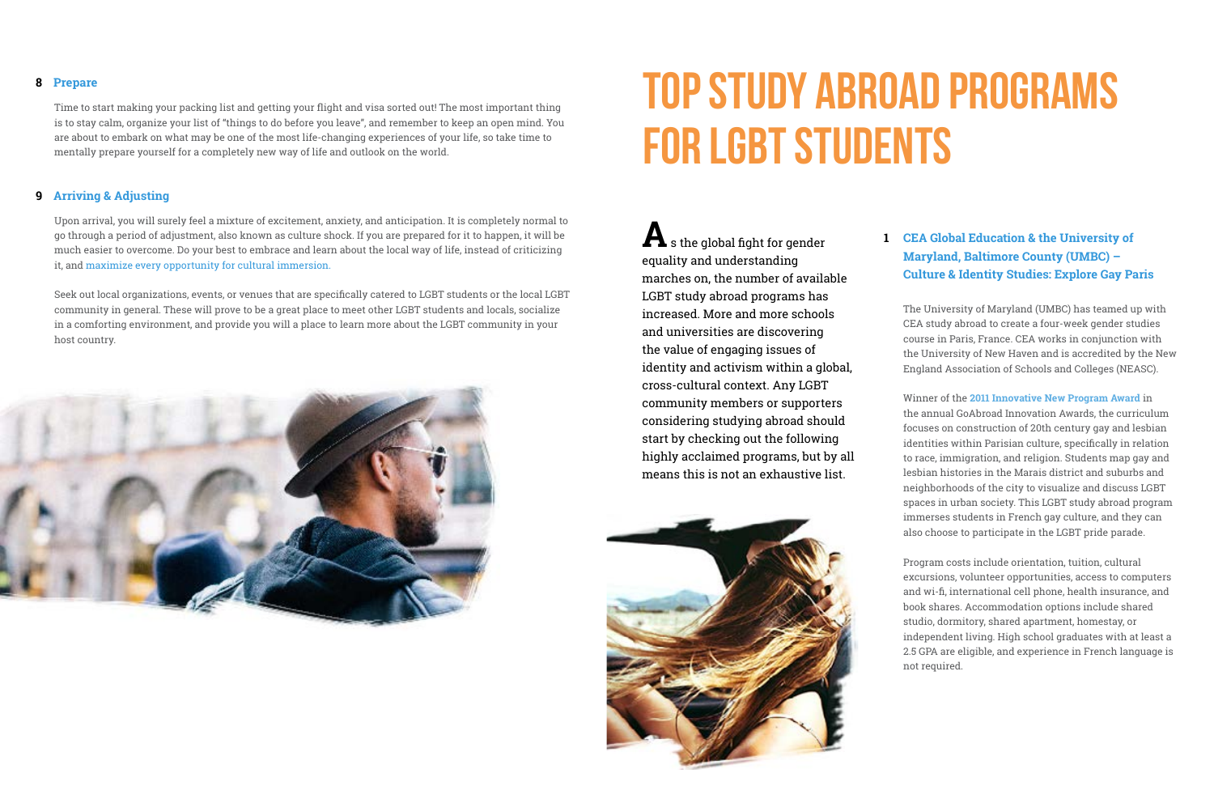## 8 Prepare

Time to start making your packing list and getting your flight and visa sorted out! The most important thing is to stay calm, organize your list of "things to do before you leave", and remember to keep an open mind. You are about to embark on what may be one of the most life-changing experiences of your life, so take time to mentally prepare yourself for a completely new way of life and outlook on the world.

## 9 Arriving & Adjusting

Upon arrival, you will surely feel a mixture of excitement, anxiety, and anticipation. It is completely normal to go through a period of adjustment, also known as culture shock. If you are prepared for it to happen, it will be much easier to overcome. Do your best to embrace and learn about the local way of life, instead of criticizing it, and maximize every opportunity for cultural immersion.

Seek out local organizations, events, or venues that are specifically catered to LGBT students or the local LGBT community in general. These will prove to be a great place to meet other LGBT students and locals, socialize in a comforting environment, and provide you will a place to learn more about the LGBT community in your host country.

# TOP STUDY ABROAD PROGRAMS FOR LGBT STUDENTS

As the global fight for gender equality and understanding marches on, the number of available LGBT study abroad programs has increased. More and more schools and universities are discovering the value of engaging issues of identity and activism within a global, cross-cultural context. Any LGBT community members or supporters considering studying abroad should start by checking out the following highly acclaimed programs, but by all means this is not an exhaustive list.

## 1 CEA Global Education & the University of Maryland, Baltimore County (UMBC) – Culture & Identity Studies: Explore Gay Paris

The University of Maryland (UMBC) has teamed up with CEA study abroad to create a four-week gender studies course in Paris, France. CEA works in conjunction with the University of New Haven and is accredited by the New England Association of Schools and Colleges (NEASC).

Winner of the **2011 Innovative New Program Award** in the annual GoAbroad Innovation Awards, the curriculum focuses on construction of 20th century gay and lesbian identities within Parisian culture, specifically in relation to race, immigration, and religion. Students map gay and lesbian histories in the Marais district and suburbs and neighborhoods of the city to visualize and discuss LGBT spaces in urban society. This LGBT study abroad program immerses students in French gay culture, and they can also choose to participate in the LGBT pride parade.

Program costs include orientation, tuition, cultural excursions, volunteer opportunities, access to computers and wi-fi, international cell phone, health insurance, and book shares. Accommodation options include shared studio, dormitory, shared apartment, homestay, or independent living. High school graduates with at least a 2.5 GPA are eligible, and experience in French language is not required.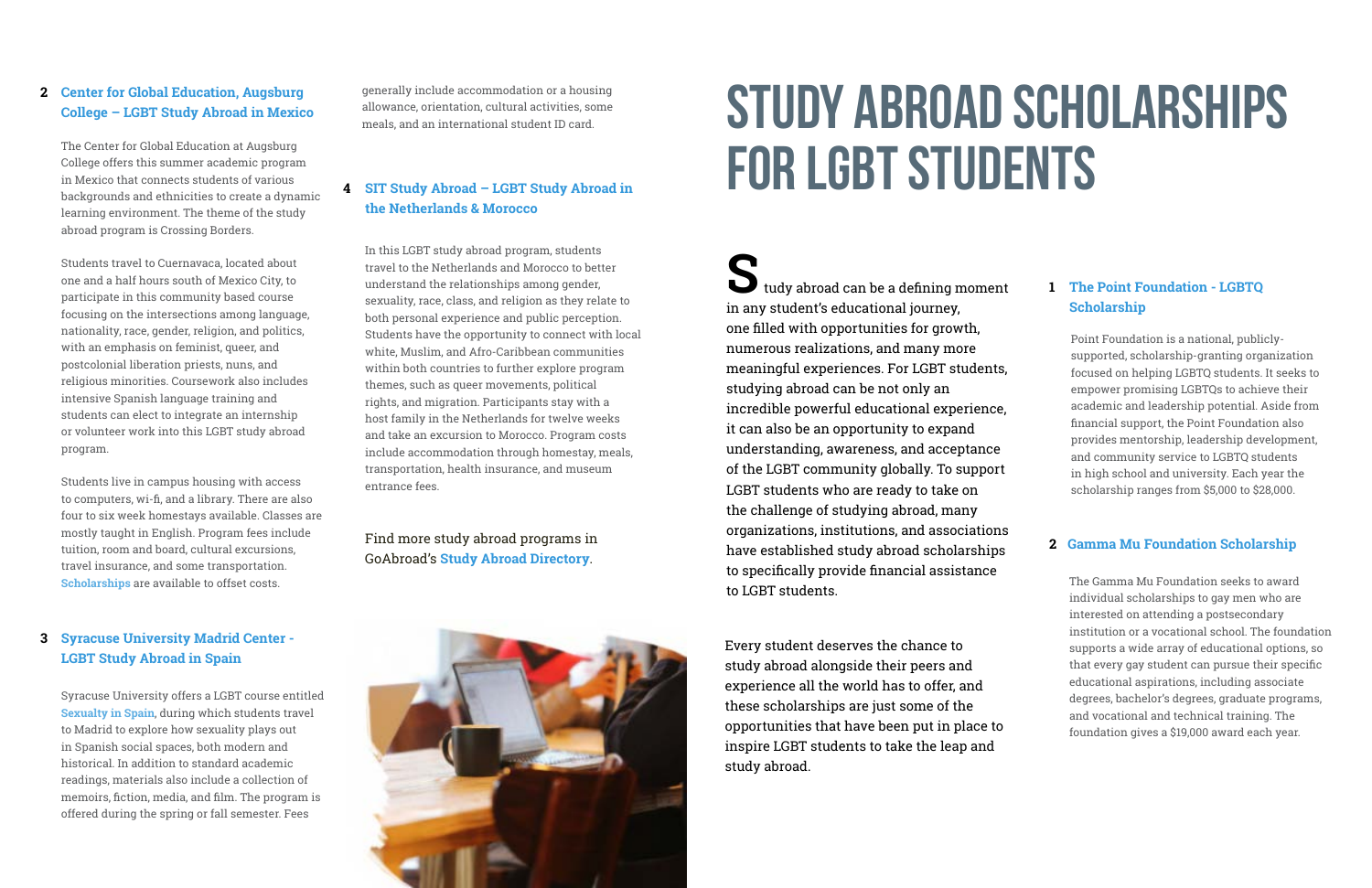**2 Center for Global Education, Augsburg College – LGBT Study Abroad in Mexico**

The Center for Global Education at Augsburg College offers this summer academic program in Mexico that connects students of various backgrounds and ethnicities to create a dynamic learning environment. The theme of the study abroad program is Crossing Borders.

Students travel to Cuernavaca, located about one and a half hours south of Mexico City, to participate in this community based course focusing on the intersections among language, nationality, race, gender, religion, and politics, with an emphasis on feminist, queer, and postcolonial liberation priests, nuns, and religious minorities. Coursework also includes intensive Spanish language training and students can elect to integrate an internship or volunteer work into this LGBT study abroad program.

Students live in campus housing with access to computers, wi-fi, and a library. There are also four to six week homestays available. Classes are mostly taught in English. Program fees include tuition, room and board, cultural excursions, travel insurance, and some transportation. **Scholarships** are available to offset costs.

**3 Syracuse University Madrid Center - LGBT Study Abroad in Spain**

Syracuse University offers a LGBT course entitled **Sexualty in Spain**, during which students travel to Madrid to explore how sexuality plays out in Spanish social spaces, both modern and historical. In addition to standard academic readings, materials also include a collection of memoirs, fiction, media, and film. The program is offered during the spring or fall semester. Fees generally include accommodation or a housing allowance, orientation, cultural activities, some meals, and an international student ID card.

**4 SIT Study Abroad – LGBT Study Abroad in the Netherlands & Morocco**

In this LGBT study abroad program, students travel to the Netherlands and Morocco to better understand the relationships among gender, sexuality, race, class, and religion as they relate to both personal experience and public perception. Students have the opportunity to connect with local white, Muslim, and Afro-Caribbean communities within both countries to further explore program themes, such as queer movements, political rights, and migration. Participants stay with a host family in the Netherlands for twelve weeks and take an excursion to Morocco. Program costs include accommodation through homestay, meals, transportation, health insurance, and museum entrance fees.

Find more study abroad programs in GoAbroad's **Study Abroad Directory**.

# STUDY ABROAD SCHOLARSHIPS FOR LGBT STUDENTS

Study abroad can be a defining moment in any student's educational journey, one filled with opportunities for growth, numerous realizations, and many more meaningful experiences. For LGBT students, studying abroad can be not only an incredible powerful educational experience, it can also be an opportunity to expand understanding, awareness, and acceptance of the LGBT community globally. To support LGBT students who are ready to take on the challenge of studying abroad, many organizations, institutions, and associations have established study abroad scholarships to specifically provide financial assistance to LGBT students.

Every student deserves the chance to study abroad alongside their peers and experience all the world has to offer, and these scholarships are just some of the opportunities that have been put in place to inspire LGBT students to take the leap and study abroad.

**1 The Point Foundation - LGBTQ Scholarship**

Point Foundation is a national, publicly-supported, scholarship-granting organization focused on helping LGBTQ students. It seeks to empower promising LGBTQs to achieve their academic and leadership potential. Aside from financial support, the Point Foundation also provides mentorship, leadership development, and community service to LGBTQ students in high school and university. Each year the scholarship ranges from $5,000 to $28,000.

**2 Gamma Mu Foundation Scholarship**

The Gamma Mu Foundation seeks to award individual scholarships to gay men who are interested on attending a postsecondary institution or a vocational school. The foundation supports a wide array of educational options, so that every gay student can pursue their specific educational aspirations, including associate degrees, bachelor's degrees, graduate programs, and vocational and technical training. The foundation gives a $19,000 award each year.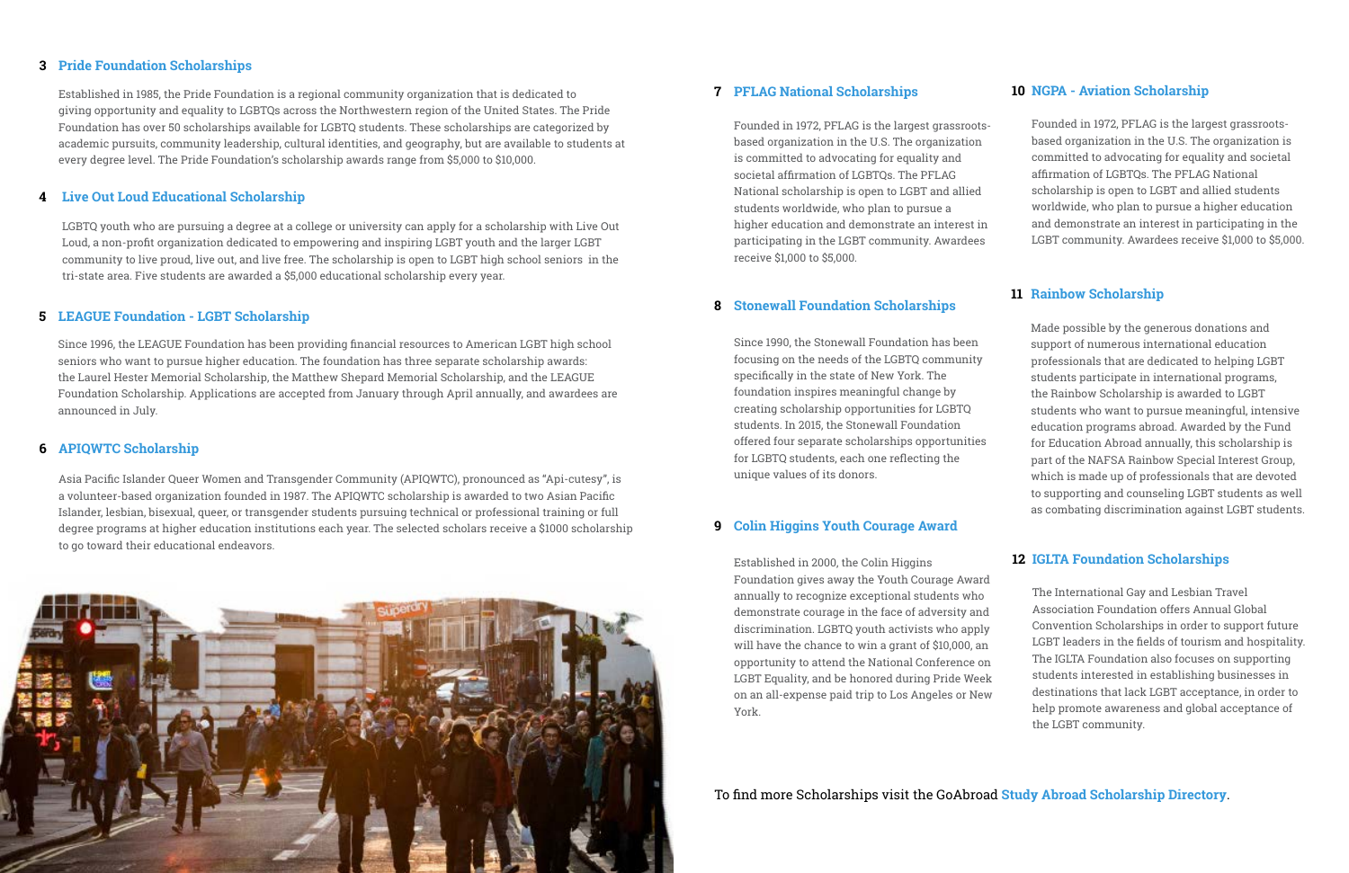## 3 Pride Foundation Scholarships

Established in 1985, the Pride Foundation is a regional community organization that is dedicated to giving opportunity and equality to LGBTQs across the Northwestern region of the United States. The Pride Foundation has over 50 scholarships available for LGBTQ students. These scholarships are categorized by academic pursuits, community leadership, cultural identities, and geography, but are available to students at every degree level. The Pride Foundation's scholarship awards range from $5,000 to $10,000.

## 4 Live Out Loud Educational Scholarship

LGBTQ youth who are pursuing a degree at a college or university can apply for a scholarship with Live Out Loud, a non-profit organization dedicated to empowering and inspiring LGBT youth and the larger LGBT community to live proud, live out, and live free. The scholarship is open to LGBT high school seniors in the tri-state area. Five students are awarded a $5,000 educational scholarship every year.

## 5 LEAGUE Foundation - LGBT Scholarship

Since 1996, the LEAGUE Foundation has been providing financial resources to American LGBT high school seniors who want to pursue higher education. The foundation has three separate scholarship awards: the Laurel Hester Memorial Scholarship, the Matthew Shepard Memorial Scholarship, and the LEAGUE Foundation Scholarship. Applications are accepted from January through April annually, and awardees are announced in July.

## 6 APIQWTC Scholarship

Asia Pacific Islander Queer Women and Transgender Community (APIQWTC), pronounced as "Api-cutesy", is a volunteer-based organization founded in 1987. The APIQWTC scholarship is awarded to two Asian Pacific Islander, lesbian, bisexual, queer, or transgender students pursuing technical or professional training or full degree programs at higher education institutions each year. The selected scholars receive a $1000 scholarship to go toward their educational endeavors.

## 7 PFLAG National Scholarships

Founded in 1972, PFLAG is the largest grassroots-based organization in the U.S. The organization is committed to advocating for equality and societal affirmation of LGBTQs. The PFLAG National scholarship is open to LGBT and allied students worldwide, who plan to pursue a higher education and demonstrate an interest in participating in the LGBT community. Awardees receive $1,000 to $5,000.

## 8 Stonewall Foundation Scholarships

Since 1990, the Stonewall Foundation has been focusing on the needs of the LGBTQ community specifically in the state of New York. The foundation inspires meaningful change by creating scholarship opportunities for LGBTQ students. In 2015, the Stonewall Foundation offered four separate scholarships opportunities for LGBTQ students, each one reflecting the unique values of its donors.

## 9 Colin Higgins Youth Courage Award

Established in 2000, the Colin Higgins Foundation gives away the Youth Courage Award annually to recognize exceptional students who demonstrate courage in the face of adversity and discrimination. LGBTQ youth activists who apply will have the chance to win a grant of $10,000, an opportunity to attend the National Conference on LGBT Equality, and be honored during Pride Week on an all-expense paid trip to Los Angeles or New York.

## 10 NGPA - Aviation Scholarship

Founded in 1972, PFLAG is the largest grassroots-based organization in the U.S. The organization is committed to advocating for equality and societal affirmation of LGBTQs. The PFLAG National scholarship is open to LGBT and allied students worldwide, who plan to pursue a higher education and demonstrate an interest in participating in the LGBT community. Awardees receive $1,000 to $5,000.

## 11 Rainbow Scholarship

Made possible by the generous donations and support of numerous international education professionals that are dedicated to helping LGBT students participate in international programs, the Rainbow Scholarship is awarded to LGBT students who want to pursue meaningful, intensive education programs abroad. Awarded by the Fund for Education Abroad annually, this scholarship is part of the NAFSA Rainbow Special Interest Group, which is made up of professionals that are devoted to supporting and counseling LGBT students as well as combating discrimination against LGBT students.

## 12 IGLTA Foundation Scholarships

The International Gay and Lesbian Travel Association Foundation offers Annual Global Convention Scholarships in order to support future LGBT leaders in the fields of tourism and hospitality. The IGLTA Foundation also focuses on supporting students interested in establishing businesses in destinations that lack LGBT acceptance, in order to help promote awareness and global acceptance of the LGBT community.

To find more Scholarships visit the GoAbroad **Study Abroad Scholarship Directory**.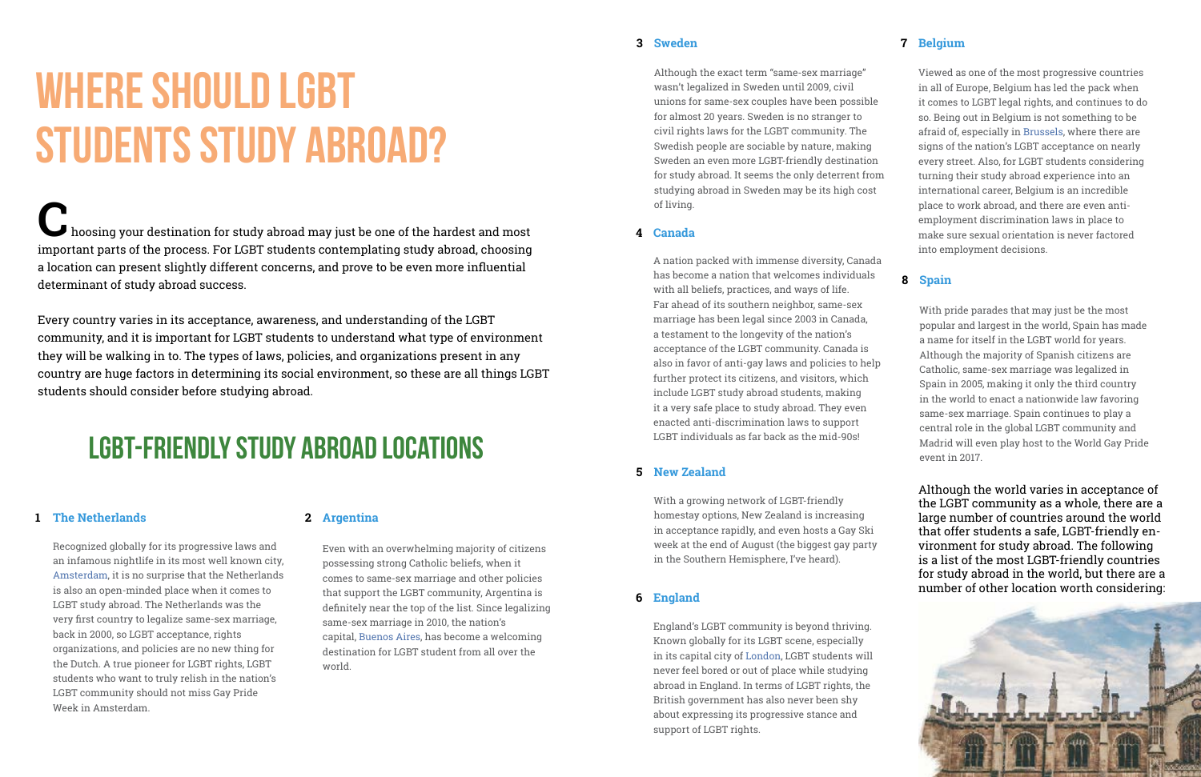# Where Should LGBT Students Study Abroad?

Choosing your destination for study abroad may just be one of the hardest and most important parts of the process. For LGBT students contemplating study abroad, choosing a location can present slightly different concerns, and prove to be even more influential determinant of study abroad success.

Every country varies in its acceptance, awareness, and understanding of the LGBT community, and it is important for LGBT students to understand what type of environment they will be walking in to. The types of laws, policies, and organizations present in any country are huge factors in determining its social environment, so these are all things LGBT students should consider before studying abroad.

## LGBT-Friendly Study Abroad Locations

Although the world varies in acceptance of the LGBT community as a whole, there are a large number of countries around the world that offer students a safe, LGBT-friendly environment for study abroad. The following is a list of the most LGBT-friendly countries for study abroad in the world, but there are a number of other location worth considering:

### 1 The Netherlands

Recognized globally for its progressive laws and an infamous nightlife in its most well known city, Amsterdam, it is no surprise that the Netherlands is also an open-minded place when it comes to LGBT study abroad. The Netherlands was the very first country to legalize same-sex marriage, back in 2000, so LGBT acceptance, rights organizations, and policies are no new thing for the Dutch. A true pioneer for LGBT rights, LGBT students who want to truly relish in the nation's LGBT community should not miss Gay Pride Week in Amsterdam.

### 2 Argentina

Even with an overwhelming majority of citizens possessing strong Catholic beliefs, when it comes to same-sex marriage and other policies that support the LGBT community, Argentina is definitely near the top of the list. Since legalizing same-sex marriage in 2010, the nation's capital, Buenos Aires, has become a welcoming destination for LGBT student from all over the world.

### 3 Sweden

Although the exact term "same-sex marriage" wasn't legalized in Sweden until 2009, civil unions for same-sex couples have been possible for almost 20 years. Sweden is no stranger to civil rights laws for the LGBT community. The Swedish people are sociable by nature, making Sweden an even more LGBT-friendly destination for study abroad. It seems the only deterrent from studying abroad in Sweden may be its high cost of living.

### 4 Canada

A nation packed with immense diversity, Canada has become a nation that welcomes individuals with all beliefs, practices, and ways of life. Far ahead of its southern neighbor, same-sex marriage has been legal since 2003 in Canada, a testament to the longevity of the nation's acceptance of the LGBT community. Canada is also in favor of anti-gay laws and policies to help further protect its citizens, and visitors, which include LGBT study abroad students, making it a very safe place to study abroad. They even enacted anti-discrimination laws to support LGBT individuals as far back as the mid-90s!

### 5 New Zealand

With a growing network of LGBT-friendly homestay options, New Zealand is increasing in acceptance rapidly, and even hosts a Gay Ski week at the end of August (the biggest gay party in the Southern Hemisphere, I've heard).

### 6 England

England's LGBT community is beyond thriving. Known globally for its LGBT scene, especially in its capital city of London, LGBT students will never feel bored or out of place while studying abroad in England. In terms of LGBT rights, the British government has also never been shy about expressing its progressive stance and support of LGBT rights.

### 7 Belgium

Viewed as one of the most progressive countries in all of Europe, Belgium has led the pack when it comes to LGBT legal rights, and continues to do so. Being out in Belgium is not something to be afraid of, especially in Brussels, where there are signs of the nation's LGBT acceptance on nearly every street. Also, for LGBT students considering turning their study abroad experience into an international career, Belgium is an incredible place to work abroad, and there are even anti-employment discrimination laws in place to make sure sexual orientation is never factored into employment decisions.

### 8 Spain

With pride parades that may just be the most popular and largest in the world, Spain has made a name for itself in the LGBT world for years. Although the majority of Spanish citizens are Catholic, same-sex marriage was legalized in Spain in 2005, making it only the third country in the world to enact a nationwide law favoring same-sex marriage. Spain continues to play a central role in the global LGBT community and Madrid will even play host to the World Gay Pride event in 2017.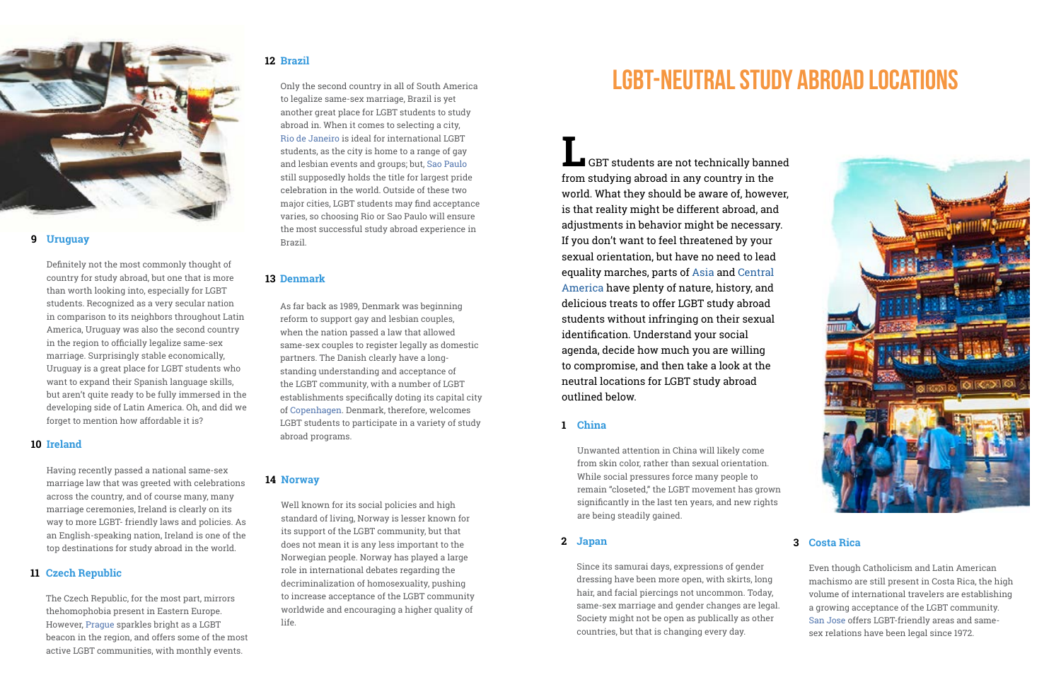### 9 Uruguay

Definitely not the most commonly thought of country for study abroad, but one that is more than worth looking into, especially for LGBT students. Recognized as a very secular nation in comparison to its neighbors throughout Latin America, Uruguay was also the second country in the region to officially legalize same-sex marriage. Surprisingly stable economically, Uruguay is a great place for LGBT students who want to expand their Spanish language skills, but aren't quite ready to be fully immersed in the developing side of Latin America. Oh, and did we forget to mention how affordable it is?

### 10 Ireland

Having recently passed a national same-sex marriage law that was greeted with celebrations across the country, and of course many, many marriage ceremonies, Ireland is clearly on its way to more LGBT- friendly laws and policies. As an English-speaking nation, Ireland is one of the top destinations for study abroad in the world.

### 11 Czech Republic

The Czech Republic, for the most part, mirrors thehomophobia present in Eastern Europe. However, Prague sparkles bright as a LGBT beacon in the region, and offers some of the most active LGBT communities, with monthly events.

### 12 Brazil

Only the second country in all of South America to legalize same-sex marriage, Brazil is yet another great place for LGBT students to study abroad in. When it comes to selecting a city, Rio de Janeiro is ideal for international LGBT students, as the city is home to a range of gay and lesbian events and groups; but, Sao Paulo still supposedly holds the title for largest pride celebration in the world. Outside of these two major cities, LGBT students may find acceptance varies, so choosing Rio or Sao Paulo will ensure the most successful study abroad experience in Brazil.

### 13 Denmark

As far back as 1989, Denmark was beginning reform to support gay and lesbian couples, when the nation passed a law that allowed same-sex couples to register legally as domestic partners. The Danish clearly have a long-standing understanding and acceptance of the LGBT community, with a number of LGBT establishments specifically doting its capital city of Copenhagen. Denmark, therefore, welcomes LGBT students to participate in a variety of study abroad programs.

### 14 Norway

Well known for its social policies and high standard of living, Norway is lesser known for its support of the LGBT community, but that does not mean it is any less important to the Norwegian people. Norway has played a large role in international debates regarding the decriminalization of homosexuality, pushing to increase acceptance of the LGBT community worldwide and encouraging a higher quality of life.

# LGBT-Neutral Study Abroad Locations

LGBT students are not technically banned from studying abroad in any country in the world. What they should be aware of, however, is that reality might be different abroad, and adjustments in behavior might be necessary. If you don't want to feel threatened by your sexual orientation, but have no need to lead equality marches, parts of Asia and Central America have plenty of nature, history, and delicious treats to offer LGBT study abroad students without infringing on their sexual identification. Understand your social agenda, decide how much you are willing to compromise, and then take a look at the neutral locations for LGBT study abroad outlined below.

### 1 China

Unwanted attention in China will likely come from skin color, rather than sexual orientation. While social pressures force many people to remain "closeted," the LGBT movement has grown significantly in the last ten years, and new rights are being steadily gained.

### 2 Japan

Since its samurai days, expressions of gender dressing have been more open, with skirts, long hair, and facial piercings not uncommon. Today, same-sex marriage and gender changes are legal. Society might not be open as publically as other countries, but that is changing every day.

### 3 Costa Rica

Even though Catholicism and Latin American machismo are still present in Costa Rica, the high volume of international travelers are establishing a growing acceptance of the LGBT community. San Jose offers LGBT-friendly areas and same-sex relations have been legal since 1972.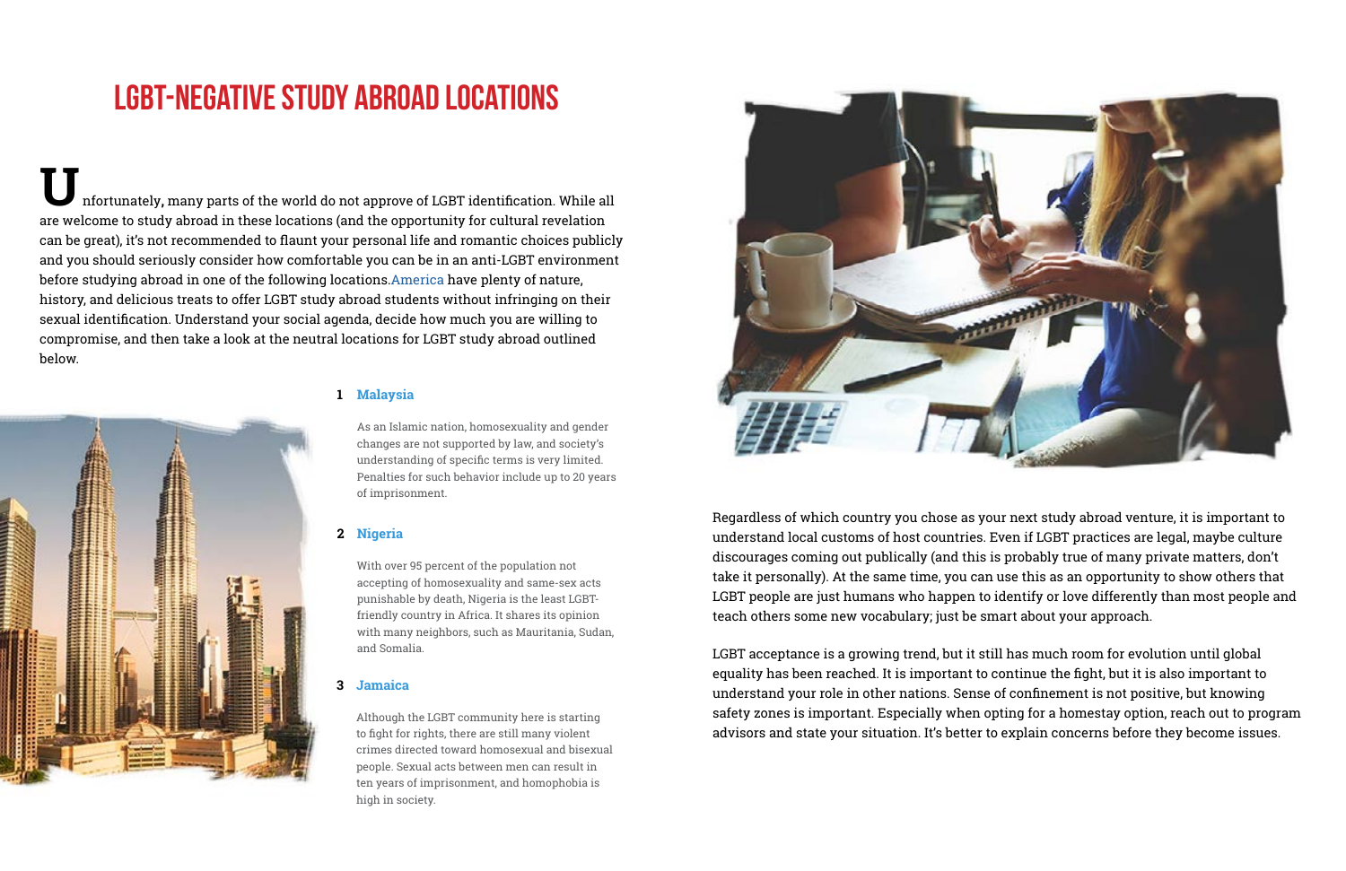# LGBT-NEGATIVE STUDY ABROAD LOCATIONS

Unfortunately, many parts of the world do not approve of LGBT identification. While all are welcome to study abroad in these locations (and the opportunity for cultural revelation can be great), it's not recommended to flaunt your personal life and romantic choices publicly and you should seriously consider how comfortable you can be in an anti-LGBT environment before studying abroad in one of the following locations.America have plenty of nature, history, and delicious treats to offer LGBT study abroad students without infringing on their sexual identification. Understand your social agenda, decide how much you are willing to compromise, and then take a look at the neutral locations for LGBT study abroad outlined below.

1. **Malaysia**

   As an Islamic nation, homosexuality and gender changes are not supported by law, and society's understanding of specific terms is very limited. Penalties for such behavior include up to 20 years of imprisonment.

2. **Nigeria**

   With over 95 percent of the population not accepting of homosexuality and same-sex acts punishable by death, Nigeria is the least LGBT-friendly country in Africa. It shares its opinion with many neighbors, such as Mauritania, Sudan, and Somalia.

3. **Jamaica**

   Although the LGBT community here is starting to fight for rights, there are still many violent crimes directed toward homosexual and bisexual people. Sexual acts between men can result in ten years of imprisonment, and homophobia is high in society.

Regardless of which country you chose as your next study abroad venture, it is important to understand local customs of host countries. Even if LGBT practices are legal, maybe culture discourages coming out publically (and this is probably true of many private matters, don't take it personally). At the same time, you can use this as an opportunity to show others that LGBT people are just humans who happen to identify or love differently than most people and teach others some new vocabulary; just be smart about your approach.

LGBT acceptance is a growing trend, but it still has much room for evolution until global equality has been reached. It is important to continue the fight, but it is also important to understand your role in other nations. Sense of confinement is not positive, but knowing safety zones is important. Especially when opting for a homestay option, reach out to program advisors and state your situation. It's better to explain concerns before they become issues.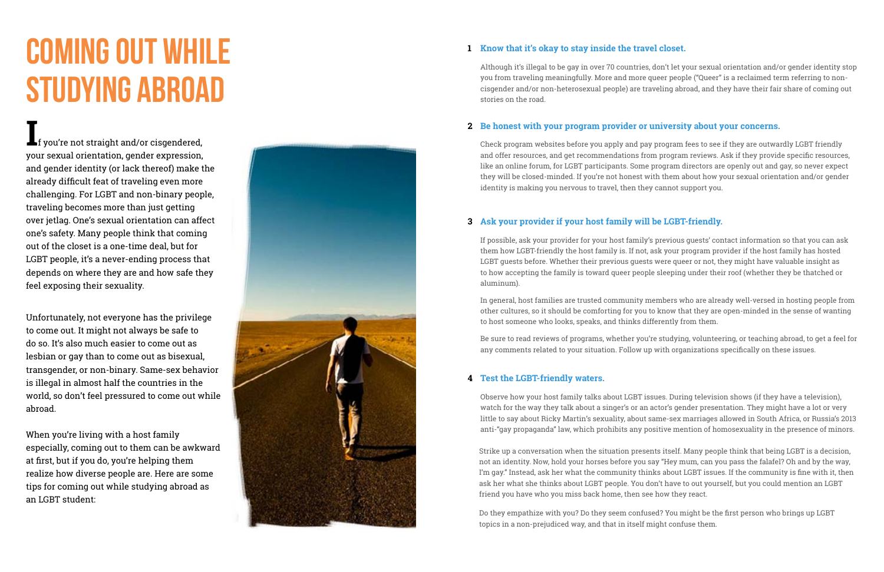# COMING OUT WHILE STUDYING ABROAD

If you're not straight and/or cisgendered, your sexual orientation, gender expression, and gender identity (or lack thereof) make the already difficult feat of traveling even more challenging. For LGBT and non-binary people, traveling becomes more than just getting over jetlag. One's sexual orientation can affect one's safety. Many people think that coming out of the closet is a one-time deal, but for LGBT people, it's a never-ending process that depends on where they are and how safe they feel exposing their sexuality.

Unfortunately, not everyone has the privilege to come out. It might not always be safe to do so. It's also much easier to come out as lesbian or gay than to come out as bisexual, transgender, or non-binary. Same-sex behavior is illegal in almost half the countries in the world, so don't feel pressured to come out while abroad.

When you're living with a host family especially, coming out to them can be awkward at first, but if you do, you're helping them realize how diverse people are. Here are some tips for coming out while studying abroad as an LGBT student:

### 1 Know that it's okay to stay inside the travel closet.

Although it's illegal to be gay in over 70 countries, don't let your sexual orientation and/or gender identity stop you from traveling meaningfully. More and more queer people ("Queer" is a reclaimed term referring to non-cisgender and/or non-heterosexual people) are traveling abroad, and they have their fair share of coming out stories on the road.

### 2 Be honest with your program provider or university about your concerns.

Check program websites before you apply and pay program fees to see if they are outwardly LGBT friendly and offer resources, and get recommendations from program reviews. Ask if they provide specific resources, like an online forum, for LGBT participants. Some program directors are openly out and gay, so never expect they will be closed-minded. If you're not honest with them about how your sexual orientation and/or gender identity is making you nervous to travel, then they cannot support you.

### 3 Ask your provider if your host family will be LGBT-friendly.

If possible, ask your provider for your host family's previous guests' contact information so that you can ask them how LGBT-friendly the host family is. If not, ask your program provider if the host family has hosted LGBT guests before. Whether their previous guests were queer or not, they might have valuable insight as to how accepting the family is toward queer people sleeping under their roof (whether they be thatched or aluminum).

In general, host families are trusted community members who are already well-versed in hosting people from other cultures, so it should be comforting for you to know that they are open-minded in the sense of wanting to host someone who looks, speaks, and thinks differently from them.

Be sure to read reviews of programs, whether you're studying, volunteering, or teaching abroad, to get a feel for any comments related to your situation. Follow up with organizations specifically on these issues.

### 4 Test the LGBT-friendly waters.

Observe how your host family talks about LGBT issues. During television shows (if they have a television), watch for the way they talk about a singer's or an actor's gender presentation. They might have a lot or very little to say about Ricky Martin's sexuality, about same-sex marriages allowed in South Africa, or Russia's 2013 anti-"gay propaganda" law, which prohibits any positive mention of homosexuality in the presence of minors.

Strike up a conversation when the situation presents itself. Many people think that being LGBT is a decision, not an identity. Now, hold your horses before you say "Hey mum, can you pass the falafel? Oh and by the way, I'm gay." Instead, ask her what the community thinks about LGBT issues. If the community is fine with it, then ask her what she thinks about LGBT people. You don't have to out yourself, but you could mention an LGBT friend you have who you miss back home, then see how they react.

Do they empathize with you? Do they seem confused? You might be the first person who brings up LGBT topics in a non-prejudiced way, and that in itself might confuse them.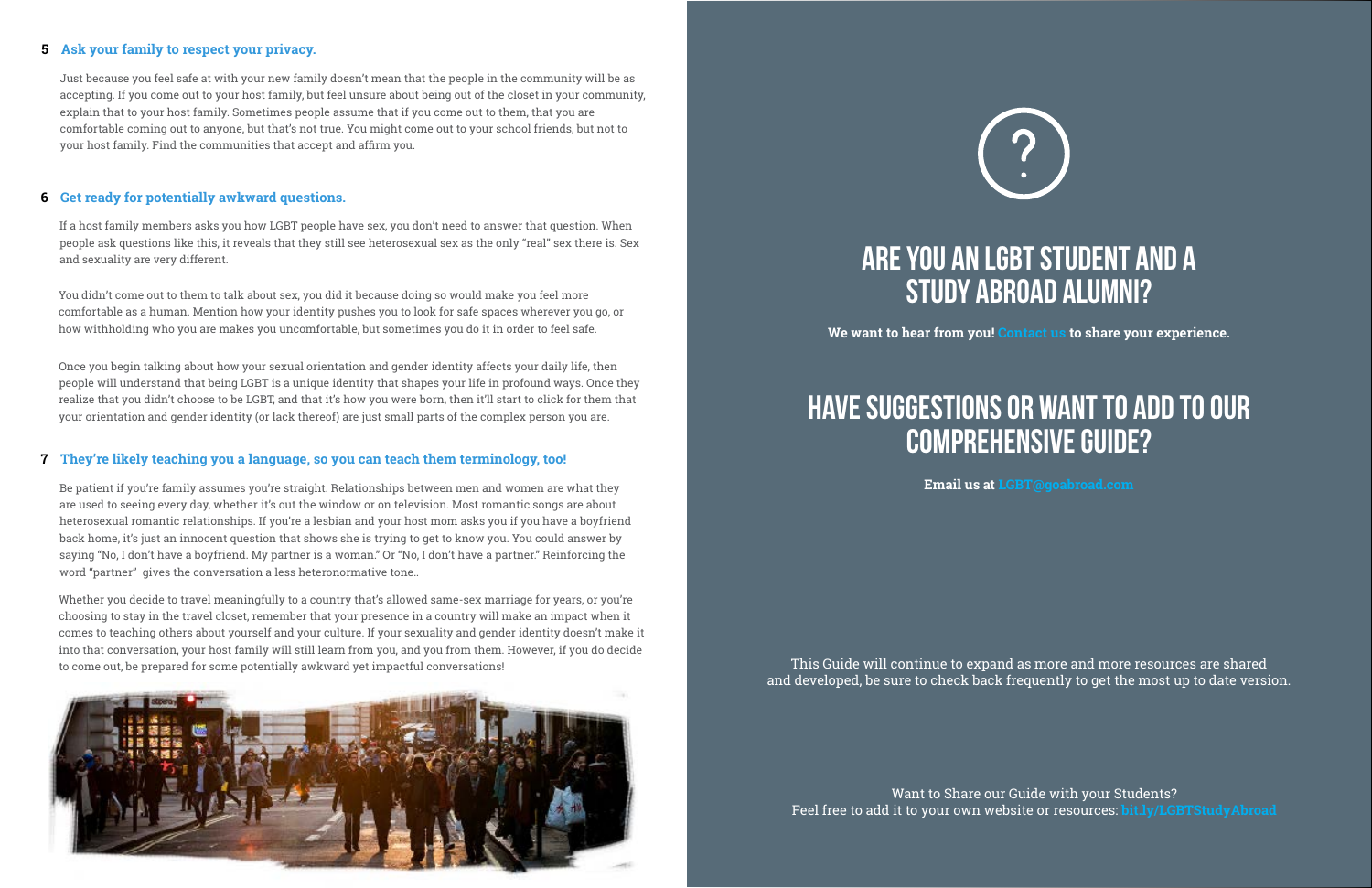### 5 Ask your family to respect your privacy.

Just because you feel safe at with your new family doesn't mean that the people in the community will be as accepting. If you come out to your host family, but feel unsure about being out of the closet in your community, explain that to your host family. Sometimes people assume that if you come out to them, that you are comfortable coming out to anyone, but that's not true. You might come out to your school friends, but not to your host family. Find the communities that accept and affirm you.

### 6 Get ready for potentially awkward questions.

If a host family members asks you how LGBT people have sex, you don't need to answer that question. When people ask questions like this, it reveals that they still see heterosexual sex as the only "real" sex there is. Sex and sexuality are very different.

You didn't come out to them to talk about sex, you did it because doing so would make you feel more comfortable as a human. Mention how your identity pushes you to look for safe spaces wherever you go, or how withholding who you are makes you uncomfortable, but sometimes you do it in order to feel safe.

Once you begin talking about how your sexual orientation and gender identity affects your daily life, then people will understand that being LGBT is a unique identity that shapes your life in profound ways. Once they realize that you didn't choose to be LGBT, and that it's how you were born, then it'll start to click for them that your orientation and gender identity (or lack thereof) are just small parts of the complex person you are.

### 7 They're likely teaching you a language, so you can teach them terminology, too!

Be patient if you're family assumes you're straight. Relationships between men and women are what they are used to seeing every day, whether it's out the window or on television. Most romantic songs are about heterosexual romantic relationships. If you're a lesbian and your host mom asks you if you have a boyfriend back home, it's just an innocent question that shows she is trying to get to know you. You could answer by saying "No, I don't have a boyfriend. My partner is a woman." Or "No, I don't have a partner." Reinforcing the word "partner" gives the conversation a less heteronormative tone..

Whether you decide to travel meaningfully to a country that's allowed same-sex marriage for years, or you're choosing to stay in the travel closet, remember that your presence in a country will make an impact when it comes to teaching others about yourself and your culture. If your sexuality and gender identity doesn't make it into that conversation, your host family will still learn from you, and you from them. However, if you do decide to come out, be prepared for some potentially awkward yet impactful conversations!

## ARE YOU AN LGBT STUDENT AND A STUDY ABROAD ALUMNI?

**We want to hear from you! Contact us to share your experience.**

## HAVE SUGGESTIONS OR WANT TO ADD TO OUR COMPREHENSIVE GUIDE?

**Email us at LGBT@goabroad.com**

This Guide will continue to expand as more and more resources are shared and developed, be sure to check back frequently to get the most up to date version.

Want to Share our Guide with your Students?
Feel free to add it to your own website or resources: bit.ly/LGBTStudyAbroad